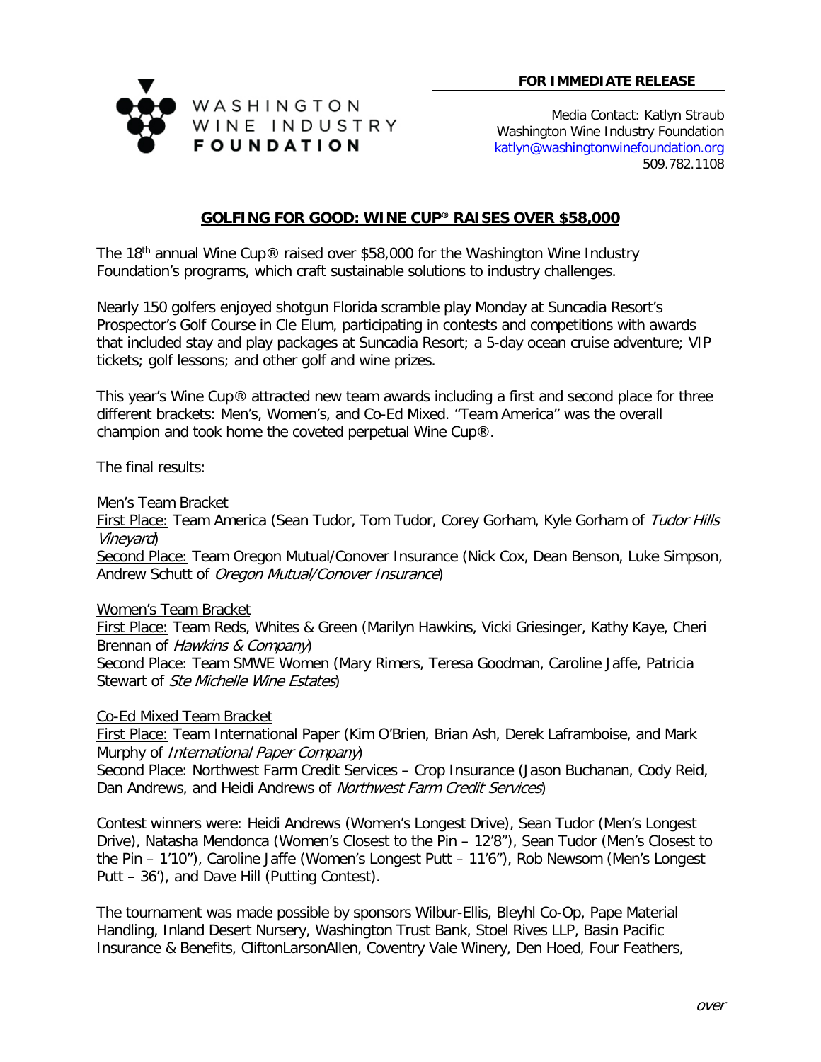WASHINGTON WINE INDUSTRY **FOUNDATION**

**FOR IMMEDIATE RELEASE**

Media Contact: Katlyn Straub
Washington Wine Industry Foundation
katlyn@washingtonwinefoundation.org
509.782.1108

## GOLFING FOR GOOD: WINE CUP® RAISES OVER $58,000

The 18th annual Wine Cup® raised over $58,000 for the Washington Wine Industry Foundation's programs, which craft sustainable solutions to industry challenges.

Nearly 150 golfers enjoyed shotgun Florida scramble play Monday at Suncadia Resort's Prospector's Golf Course in Cle Elum, participating in contests and competitions with awards that included stay and play packages at Suncadia Resort; a 5-day ocean cruise adventure; VIP tickets; golf lessons; and other golf and wine prizes.

This year's Wine Cup® attracted new team awards including a first and second place for three different brackets: Men's, Women's, and Co-Ed Mixed. "Team America" was the overall champion and took home the coveted perpetual Wine Cup®.

The final results:

Men's Team Bracket
First Place: Team America (Sean Tudor, Tom Tudor, Corey Gorham, Kyle Gorham of *Tudor Hills Vineyard*)
Second Place: Team Oregon Mutual/Conover Insurance (Nick Cox, Dean Benson, Luke Simpson, Andrew Schutt of *Oregon Mutual/Conover Insurance*)

Women's Team Bracket
First Place: Team Reds, Whites & Green (Marilyn Hawkins, Vicki Griesinger, Kathy Kaye, Cheri Brennan of *Hawkins & Company*)
Second Place: Team SMWE Women (Mary Rimers, Teresa Goodman, Caroline Jaffe, Patricia Stewart of *Ste Michelle Wine Estates*)

Co-Ed Mixed Team Bracket
First Place: Team International Paper (Kim O'Brien, Brian Ash, Derek Laframboise, and Mark Murphy of *International Paper Company*)
Second Place: Northwest Farm Credit Services – Crop Insurance (Jason Buchanan, Cody Reid, Dan Andrews, and Heidi Andrews of *Northwest Farm Credit Services*)

Contest winners were: Heidi Andrews (Women's Longest Drive), Sean Tudor (Men's Longest Drive), Natasha Mendonca (Women's Closest to the Pin – 12'8"), Sean Tudor (Men's Closest to the Pin – 1'10"), Caroline Jaffe (Women's Longest Putt – 11'6"), Rob Newsom (Men's Longest Putt – 36'), and Dave Hill (Putting Contest).

The tournament was made possible by sponsors Wilbur-Ellis, Bleyhl Co-Op, Pape Material Handling, Inland Desert Nursery, Washington Trust Bank, Stoel Rives LLP, Basin Pacific Insurance & Benefits, CliftonLarsonAllen, Coventry Vale Winery, Den Hoed, Four Feathers,

*over*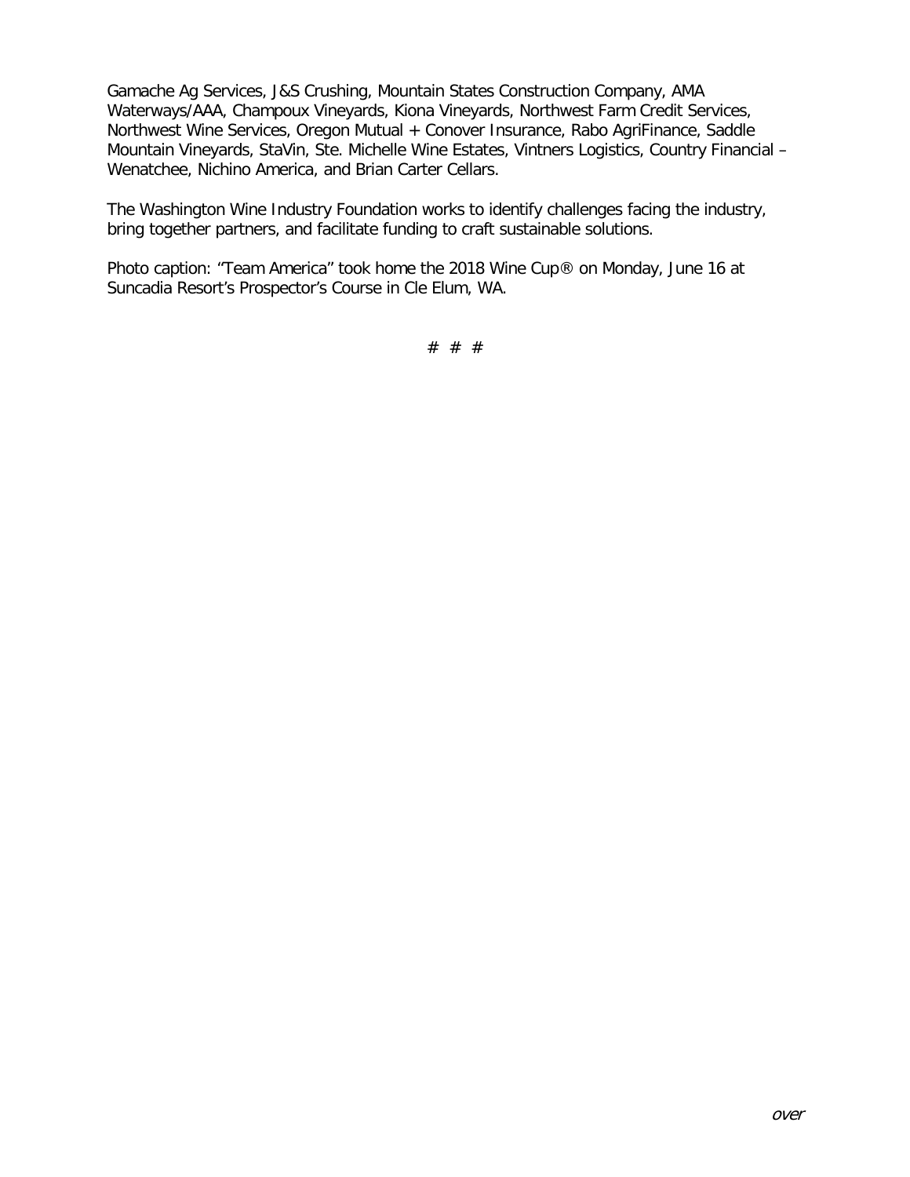Gamache Ag Services, J&S Crushing, Mountain States Construction Company, AMA Waterways/AAA, Champoux Vineyards, Kiona Vineyards, Northwest Farm Credit Services, Northwest Wine Services, Oregon Mutual + Conover Insurance, Rabo AgriFinance, Saddle Mountain Vineyards, StaVin, Ste. Michelle Wine Estates, Vintners Logistics, Country Financial – Wenatchee, Nichino America, and Brian Carter Cellars.

The Washington Wine Industry Foundation works to identify challenges facing the industry, bring together partners, and facilitate funding to craft sustainable solutions.

Photo caption: "Team America" took home the 2018 Wine Cup® on Monday, June 16 at Suncadia Resort's Prospector's Course in Cle Elum, WA.

# # #

*over*